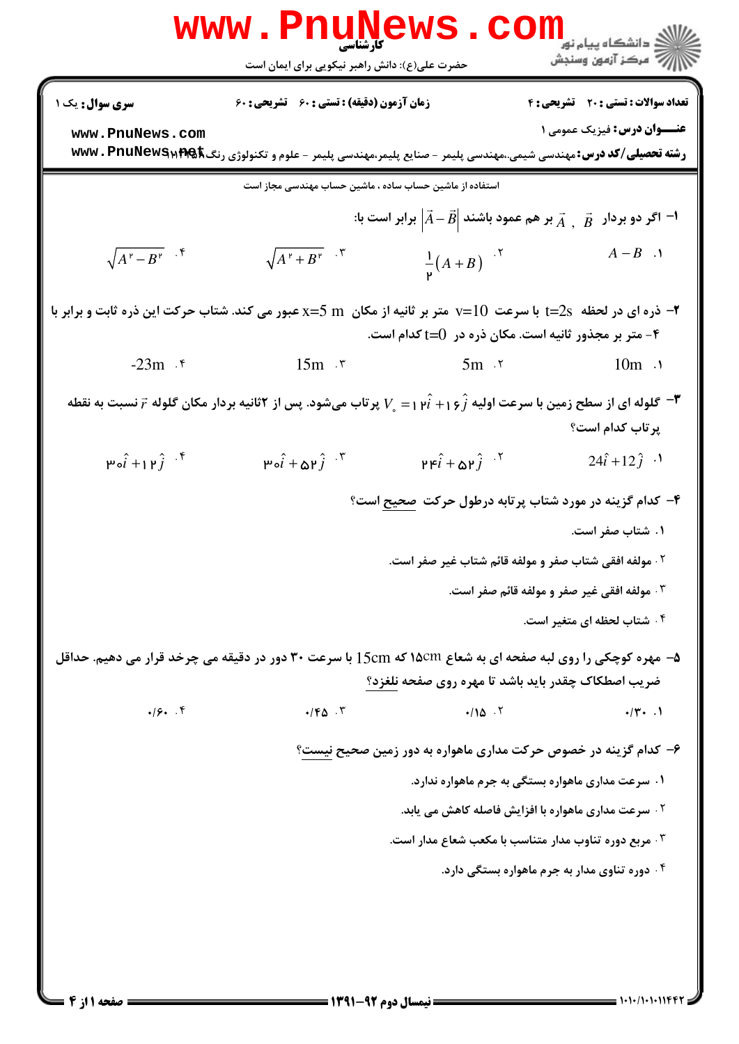کارشناسی

حضرت علی(ع): دانش راهبر نیکویی برای ایمان است

**سری سوال:** یک ۱ | **زمان آزمون (دقیقه) : تستی :** ۶۰ **تشریحی :** ۶۰ | **تعداد سوالات : تستی :** ۲۰ **تشریحی :** ۴

**عنــــوان درس:** فیزیک عمومی ۱

**رشته تحصیلی/کد درس:** مهندسی شیمی،.مهندسی پلیمر - صنایع پلیمر،مهندسی پلیمر - علوم و تکنولوژی رنگ۱۱۱۳۰۱۸

استفاده از ماشین حساب ساده ، ماشین حساب مهندسی مجاز است

۱- اگر دو بردار $\vec{A}$ , $\vec{B}$ بر هم عمود باشند $|\vec{A}-\vec{B}|$ برابر است با:

۱. $A-B$

۲. $\frac{1}{2}(A+B)$

۳. $\sqrt{A^2+B^2}$

۴. $\sqrt{A^2-B^2}$

۲- ذره ای در لحظه $t=2s$ با سرعت $v=10$ متر بر ثانیه از مکان $x=5\ m$ عبور می کند. شتاب حرکت این ذره ثابت و برابر با ۴- متر بر مجذور ثانیه است. مکان ذره در $t=0$ کدام است.

۱. 10m

۲. 5m

۳. 15m

۴. -23m

۳- گلوله ای از سطح زمین با سرعت اولیه $V_0 = 12\hat{i}+16\hat{j}$ پرتاب می‌شود. پس از ۲ثانیه بردار مکان گلوله $\vec{r}$ نسبت به نقطه پرتاب کدام است؟

۱. $24\hat{i}+12\hat{j}$

۲. $24\hat{i}+52\hat{j}$

۳. $30\hat{i}+52\hat{j}$

۴. $30\hat{i}+12\hat{j}$

۴- کدام گزینه در مورد شتاب پرتابه درطول حرکت صحیح است؟

۱. شتاب صفر است.

۲. مولفه افقی شتاب صفر و مولفه قائم شتاب غیر صفر است.

۳. مولفه افقی غیر صفر و مولفه قائم صفر است.

۴. شتاب لحظه ای متغیر است.

۵- مهره کوچکی را روی لبه صفحه ای به شعاع ۱۵cm که 15cm با سرعت ۳۰ دور در دقیقه می چرخد قرار می دهیم. حداقل ضریب اصطکاک چقدر باید باشد تا مهره روی صفحه نلغزد؟

۱. ۰/۳۰

۲. ۰/۱۵

۳. ۰/۴۵

۴. ۰/۶۰

۶- کدام گزینه در خصوص حرکت مداری ماهواره به دور زمین صحیح نیست؟

۱. سرعت مداری ماهواره بستگی به جرم ماهواره ندارد.

۲. سرعت مداری ماهواره با افزایش فاصله کاهش می یابد.

۳. مربع دوره تناوب مدار متناسب با مکعب شعاع مدار است.

۴. دوره تناوی مدار به جرم ماهواره بستگی دارد.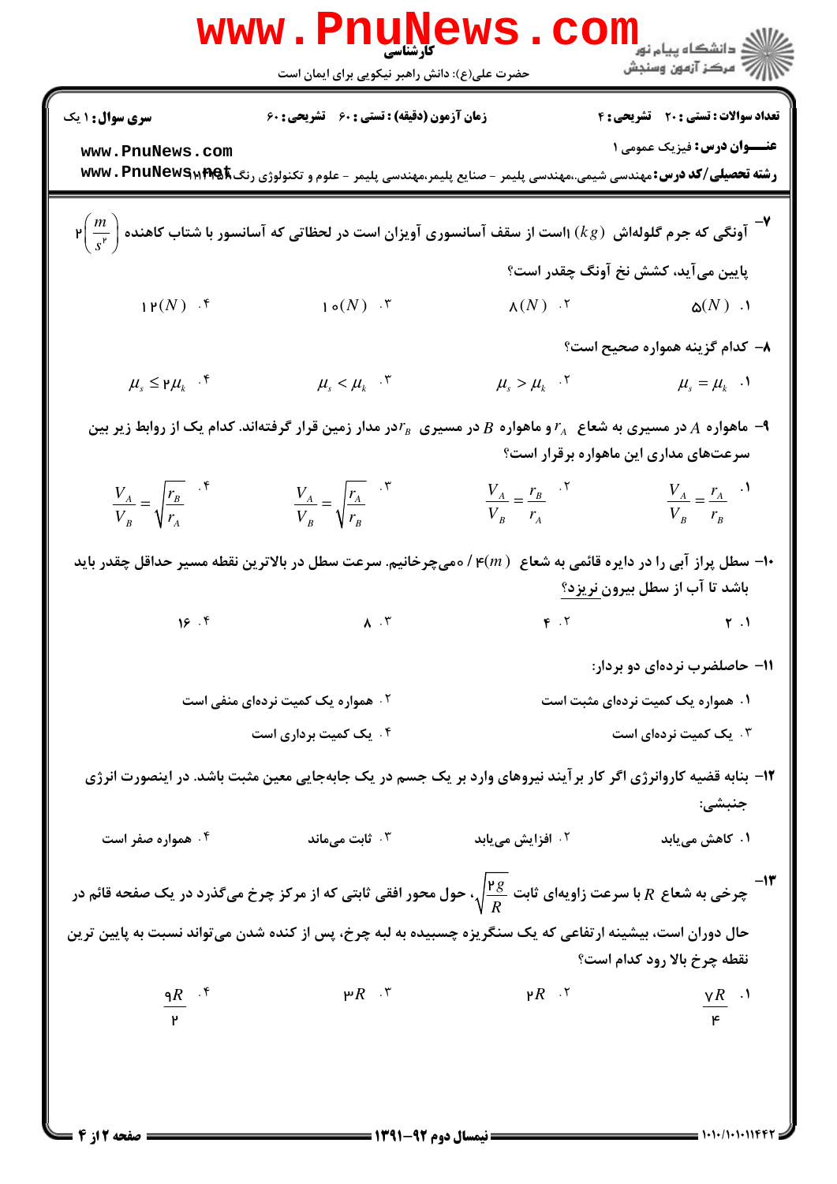۷- آونگی که جرم گلوله‌اش $1(kg)$ است از سقف آسانسوری آویزان است در لحظاتی که آسانسور با شتاب کاهنده $2\left(\frac{m}{s^2}\right)$ پایین می‌آید، کشش نخ آونگ چقدر است؟

۱. $5(N)$
۲. $8(N)$
۳. $10(N)$
۴. $12(N)$

۸- کدام گزینه همواره صحیح است؟

۱. $\mu_s = \mu_k$
۲. $\mu_s > \mu_k$
۳. $\mu_s < \mu_k$
۴. $\mu_s \leq 2\mu_k$

۹- ماهواره $A$ در مسیری به شعاع $r_A$ و ماهواره $B$ در مسیری $r_B$ در مدار زمین قرار گرفته‌اند. کدام یک از روابط زیر بین سرعت‌های مداری این ماهواره برقرار است؟

۱. $\frac{V_A}{V_B} = \frac{r_A}{r_B}$
۲. $\frac{V_A}{V_B} = \frac{r_B}{r_A}$
۳. $\frac{V_A}{V_B} = \sqrt{\frac{r_A}{r_B}}$
۴. $\frac{V_A}{V_B} = \sqrt{\frac{r_B}{r_A}}$

۱۰- سطل پراز آبی را در دایره قائمی به شعاع $0/4(m)$ می‌چرخانیم. سرعت سطل در بالاترین نقطه مسیر حداقل چقدر باید باشد تا آب از سطل بیرون نریزد؟

۱. ۲
۲. ۴
۳. ۸
۴. ۱۶

۱۱- حاصلضرب نرده‌ای دو بردار:

۱. همواره یک کمیت نرده‌ای مثبت است
۲. همواره یک کمیت نرده‌ای منفی است
۳. یک کمیت نرده‌ای است
۴. یک کمیت برداری است

۱۲- بنابه قضیه کارو‌انرژی اگر کار برآیند نیروهای وارد بر یک جسم در یک جابه‌جایی معین مثبت باشد. در اینصورت انرژی جنبشی:

۱. کاهش می‌یابد
۲. افزایش می‌یابد
۳. ثابت می‌ماند
۴. همواره صفر است

۱۳- چرخی به شعاع $R$ با سرعت زاویه‌ای ثابت $\sqrt{\frac{2g}{R}}$، حول محور افقی ثابتی که از مرکز چرخ می‌گذرد در یک صفحه قائم در حال دوران است، بیشینه ارتفاعی که یک سنگریزه چسبیده به لبه چرخ، پس از کنده شدن می‌تواند نسبت به پایین ترین نقطه چرخ بالا رود کدام است؟

۱. $\frac{7R}{4}$
۲. $2R$
۳. $3R$
۴. $\frac{9R}{2}$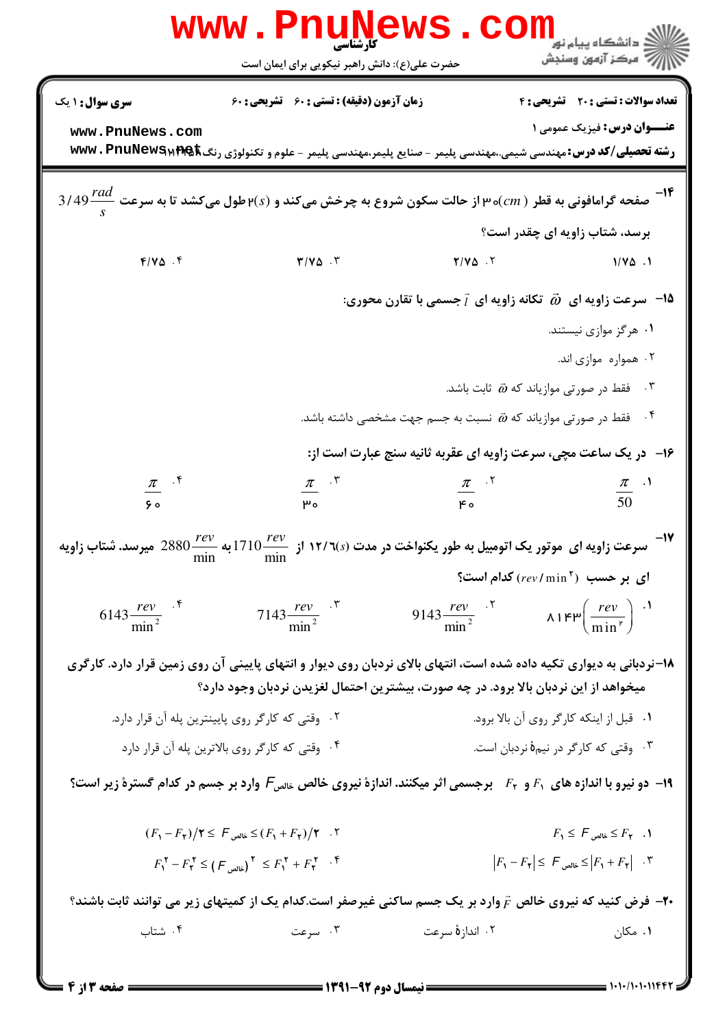۱۴– صفحه گرامافونی به قطر $(cm)$ ۳۰ از حالت سکون شروع به چرخش می‌کند و $(s)$۲ طول می‌کشد تا به سرعت $3/49\frac{rad}{s}$ برسد، شتاب زاویه ای چقدر است؟

۱. ۱/۷۵ ۲. ۲/۷۵ ۳. ۳/۷۵ ۴. ۴/۷۵

۱۵– سرعت زاویه ای $\vec{\omega}$ تکانه زاویه ای $\vec{l}$ جسمی با تقارن محوری:

۱. هرگز موازی نیستند.

۲. همواره موازی اند.

۳. فقط در صورتی موازیاند که $\vec{\omega}$ ثابت باشد.

۴. فقط در صورتی موازیاند که $\vec{\omega}$ نسبت به جسم جهت مشخصی داشته باشد.

۱۶– در یک ساعت مچی، سرعت زاویه ای عقربه ثانیه سنج عبارت است از:

۱. $\frac{\pi}{50}$ ۲. $\frac{\pi}{40}$ ۳. $\frac{\pi}{30}$ ۴. $\frac{\pi}{60}$

۱۷– سرعت زاویه ای موتور یک اتومبیل به طور یکنواخت در مدت $(s)$۱۲/۶ از $1710\frac{rev}{min}$ به $2880\frac{rev}{min}$ میرسد. شتاب زاویه ای بر حسب $(rev/min^2)$ کدام است؟

۱. $8143\left(\frac{rev}{min^2}\right)$ ۲. $9143\frac{rev}{min^2}$ ۳. $7143\frac{rev}{min^2}$ ۴. $6143\frac{rev}{min^2}$

۱۸–نردبانی به دیواری تکیه داده شده است، انتهای بالای نردبان روی دیوار و انتهای پایینی آن روی زمین قرار دارد. کارگری میخواهد از این نردبان بالا برود. در چه صورت، بیشترین احتمال لغزیدن نردبان وجود دارد؟

۱. قبل از اینکه کارگر روی آن بالا برود.

۲. وقتی که کارگر روی پایینترین پله آن قرار دارد.

۳. وقتی که کارگر در نیمهٔ نردبان است.

۴. وقتی که کارگر روی بالاترین پله آن قرار دارد

۱۹– دو نیرو با اندازه های $F_1$ و $F_2$ برجسمی اثر میکنند. اندازهٔ نیروی خالص $F_{خالص}$ وارد بر جسم در کدام گسترهٔ زیر است؟

۱. $F_1 \le F_{خالص} \le F_2$

۲. $(F_1 - F_2)/2 \le F_{خالص} \le (F_1 + F_2)/2$

۳. $|F_1 - F_2| \le F_{خالص} \le |F_1 + F_2|$

۴. $F_1^2 - F_2^2 \le (F_{خالص})^2 \le F_1^2 + F_2^2$

۲۰– فرض کنید که نیروی خالص $\vec{F}$ وارد بر یک جسم ساکنی غیرصفر است.کدام یک از کمیتهای زیر می توانند ثابت باشند؟

۱. مکان ۲. اندازهٔ سرعت ۳. سرعت ۴. شتاب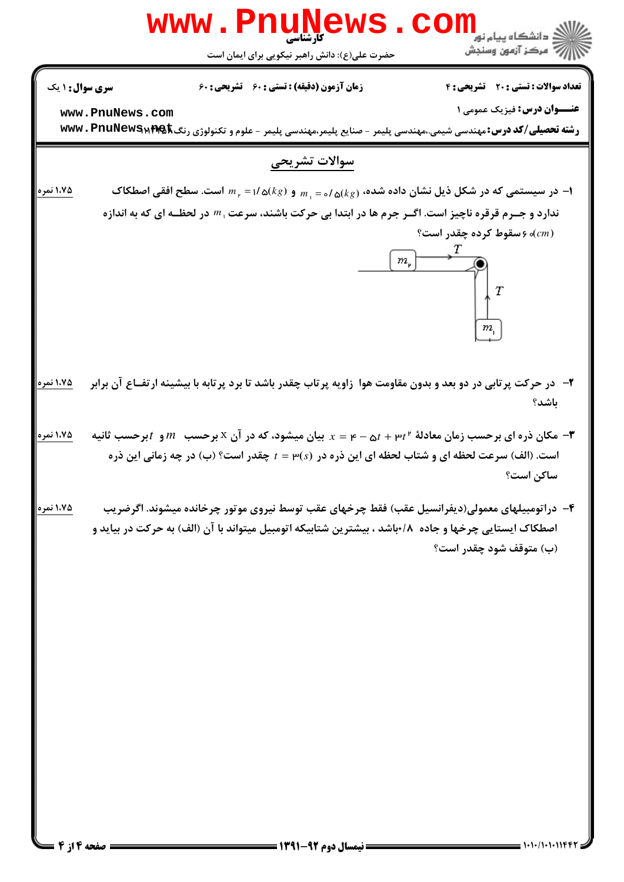## سوالات تشریحی

۱– در سیستمی که در شکل ذیل نشان داده شده، $m_1 = 0/5(kg)$ و $m_2 = 1/5(kg)$ است. سطح افقی اصطکاک ندارد و جـرم قرقره ناچیز است. اگـر جرم ها در ابتدا بی حرکت باشند، سرعت $m_1$ در لحظـه ای که به اندازه $50(cm)$ سقوط کرده چقدر است؟ **۱.۷۵ نمره**

$m_2$

$T$

$T$

$m_1$

۲– در حرکت پرتابی در دو بعد و بدون مقاومت هوا زاویه پرتاب چقدر باشد تا برد پرتابه با بیشینه ارتفـاع آن برابر باشد؟ **۱.۷۵ نمره**

۳– مکان ذره ای برحسب زمان معادلهٔ $x = 4 - 5t + 3t^2$ بیان میشود، که در آن x برحسب $m$ و $t$ برحسب ثانیه است. (الف) سرعت لحظه ای و شتاب لحظه ای این ذره در $t = 3(s)$ چقدر است؟ (ب) در چه زمانی این ذره ساکن است؟ **۱.۷۵ نمره**

۴– دراتومبیلهای معمولی(دیفرانسیل عقب) فقط چرخهای عقب توسط نیروی موتور چرخانده میشوند. اگرضریب اصطکاک ایستایی چرخها و جاده ۰/۸باشد ، بیشترین شتابیکه اتومبیل میتواند با آن (الف) به حرکت در بیاید و (ب) متوقف شود چقدر است؟ **۱.۷۵ نمره**